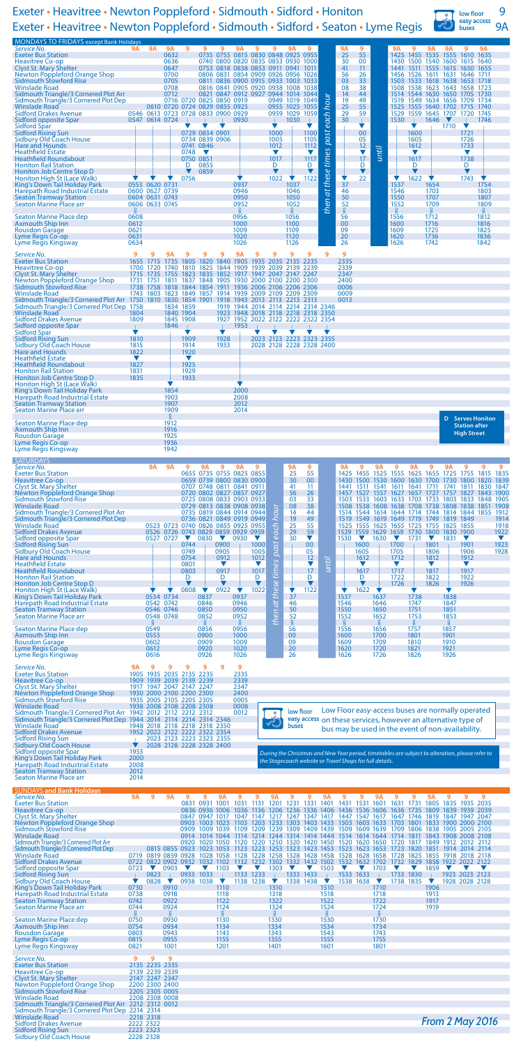## Exeter • Heavitree • Newton Poppleford • Sidmouth • Sidford • Honiton 19 19 100 floor 9 100 m 100 m 100 m 100 m 100 m 100 m 100 m 100 m 100 m 100 m 100 m 100 m 100 m 100 m 100 m 100 m 100 m 100 m 100 m 100 m 100 m 100 m 10 Exeter • Heavitree • Newton Poppleford • Sidmouth • Sidford • Seaton • Lyme Regis (VD) buses 9A



| <b>SUNDAYS and Bank Holidays</b>                |           |                      |           |                |                |           |                |                          |           |                     |           |      |                |                |      |           |                          |           |      |                     |                        |  |
|-------------------------------------------------|-----------|----------------------|-----------|----------------|----------------|-----------|----------------|--------------------------|-----------|---------------------|-----------|------|----------------|----------------|------|-----------|--------------------------|-----------|------|---------------------|------------------------|--|
| Service No.                                     | <b>9A</b> | 9                    | <b>9A</b> | 9              | 9              | <b>9A</b> | 9              | 9                        | <b>9A</b> | 9                   | 9         | 9Α   | 9              | 9              | 9Α   | 9         | 9                        | <b>9A</b> | 9    | 9                   | 9                      |  |
| <b>Exeter Bus Station</b>                       |           |                      |           | 0831           | 0931           | 1001      | 1031           | 1131                     | 1201      | 1231                | 1331      | 1401 | 1431           | 1531 1601      |      | 1631      | 1731                     | 1805 1835 |      | 1935 2035           |                        |  |
| <b>Heavitree Co-op</b>                          |           |                      |           |                | 0836 0936 1006 |           | 1036           | 1136                     | 1206      | 1236 1336 1406      |           |      | 1436 1536 1606 |                |      | 1636      | 1735                     | 1809      | 1839 | 1939 2039           |                        |  |
| <b>Clyst St. Mary Shelter</b>                   |           |                      |           | 0847 0947 1017 |                |           | 1047 1147 1217 |                          |           | 1247 1347 1417      |           |      |                | 1447 1547 1617 |      |           | 1647 1746                |           |      | 1819 1847 1947 2047 |                        |  |
| Newton Poppleford Orange Shop                   |           |                      |           | 0903 1003 1023 |                |           | -1103-         | 1203 1233                |           | 1303 1403 1433      |           |      |                | 1503 1603 1633 |      | 1703 1801 |                          |           |      | 1833 1900 2000 2100 |                        |  |
| <b>Sidmouth Stowford Rise</b>                   |           |                      |           | 0909 1009 1039 |                |           | 1109           | 1209 1239 1309 1409 1439 |           |                     |           |      |                | 1509 1609 1639 |      | 1709      | 1806 1838 1905 2005 2105 |           |      |                     |                        |  |
| <b>Winslade Road</b>                            |           |                      |           |                | 0914 1014 1044 |           |                |                          | 1214 1244 | 1314                | 1414 1444 |      |                | 1514 1614 1644 |      |           | 1811                     | 1843 1908 |      | 2008 2108           |                        |  |
| Sidmouth Triangle/3 Cornered Plot Arr           |           |                      |           | 0920.          | 1020 1050      |           |                |                          | 1250      | 1320                | 1420 1450 |      | 1520.          | 1620           | 1650 |           | 1817                     | 1849      |      | 1912 2012 2112      |                        |  |
| Sidmouth Triangle/3 Cornered Plot Dep           |           |                      |           | 0815 0855 0923 | 1023 1053      |           | 1123           | 1223                     | 1253      | 1323                | 1423 1453 |      |                | 1523 1623 1653 |      | -1723     | 1820                     |           |      | 1851 1914 2014 2114 |                        |  |
| <b>Winslade Road</b>                            |           | 0719 0819 0859 0928  |           |                | 1028 1058      |           | 1128           | 1228                     | 1258 1328 |                     | 1428 1458 |      | 1528           | 1628 1658      |      | 1728      | 1825 1855 1918 2018 2118 |           |      |                     |                        |  |
| <b>Sidford Drakes Avenue</b>                    |           | 0722 0822 0902 0932  |           |                | 1032 1102      |           | 1132           | 1232                     |           | 1302 1332 1432 1502 |           |      |                | 1532 1632 1702 |      | 1732 1829 |                          | 1858 1922 |      | 2022 2122           |                        |  |
| Sidford opposite Spar                           | 0723      | $\blacktriangledown$ | 0903      |                |                | 1103      |                |                          | 1303      |                     | v         | 1503 |                |                | 1703 |           |                          | 1859      |      |                     | v                      |  |
| <b>Sidford Rising Sun</b>                       |           | 0823                 |           | 0933           | 1033           |           | 1133           | 1233                     |           | 1333                | 1433      |      | 1533           | 1633           |      | 1733      | 1830                     |           |      | 1923 2023 2123      |                        |  |
| Sidbury Old Coach House                         |           | 0828                 | v         | 0938 1038      |                | v         | 1138           | 1238                     | v         |                     | 1338 1438 | v    | 1538 1638      |                | v    |           | 1738 1835                | ▼         |      | 1928 2028 2128      |                        |  |
| King's Down Tail Holiday Park                   | 0730      |                      | 0910      |                |                | 1110      |                |                          | 1310      |                     |           | 1510 |                |                | 1710 |           |                          | 1906      |      |                     |                        |  |
| <b>Harepath Road Industrial Estate</b>          | 0738      |                      | 0918      |                |                | 1118      |                |                          | 1318      |                     |           | 1518 |                |                | 1718 |           |                          | 1913      |      |                     |                        |  |
| <b>Seaton Tramway Station</b>                   | 0742      |                      | 0922      |                |                | 1122      |                |                          | 1322      |                     |           | 1522 |                |                | 1722 |           |                          | 1917      |      |                     |                        |  |
| Seaton Marine Place arr                         | 0744      |                      | 0924      |                |                | 1124      |                |                          | 1324      |                     |           | 1524 |                |                | 1724 |           |                          | 1919      |      |                     |                        |  |
|                                                 | ន្ត្រ     |                      | R         |                |                | 8         |                |                          | 8         |                     |           |      |                |                | 8    |           |                          |           |      |                     |                        |  |
| Seaton Marine Place dep                         | 0750      |                      | 0930      |                |                | 1130      |                |                          | 1330      |                     |           | 1530 |                |                | 1730 |           |                          |           |      |                     |                        |  |
| <b>Axmouth Ship Inn</b>                         | 0754      |                      | 0934      |                |                | 1134      |                |                          | 1334      |                     |           | 1534 |                |                | 1734 |           |                          |           |      |                     |                        |  |
| <b>Rousdon Garage</b>                           | 0803      |                      | 0943      |                |                | 1143      |                |                          | 1343      |                     |           | 1543 |                |                | 1743 |           |                          |           |      |                     |                        |  |
| Lyme Regis Co-op                                | 0815      |                      | 0955      |                |                | 1155      |                |                          | 1355      |                     |           | 1555 |                |                | 1755 |           |                          |           |      |                     |                        |  |
| Lyme Regis Kingsway                             | 0821      |                      | 1001      |                |                | 1201      |                |                          | 1401      |                     |           | 1601 |                |                | 1801 |           |                          |           |      |                     |                        |  |
|                                                 |           |                      |           |                |                |           |                |                          |           |                     |           |      |                |                |      |           |                          |           |      |                     |                        |  |
| Service No.                                     | 9         | 9                    | 9         |                |                |           |                |                          |           |                     |           |      |                |                |      |           |                          |           |      |                     |                        |  |
| <b>Exeter Bus Station</b>                       |           | 2135 2235 2335       |           |                |                |           |                |                          |           |                     |           |      |                |                |      |           |                          |           |      |                     |                        |  |
| <b>Heavitree Co-op</b>                          |           | 2139 2239 2339       |           |                |                |           |                |                          |           |                     |           |      |                |                |      |           |                          |           |      |                     |                        |  |
| <b>Clyst St. Mary Shelter</b>                   |           | 2147 2247 2347       |           |                |                |           |                |                          |           |                     |           |      |                |                |      |           |                          |           |      |                     |                        |  |
| Newton Poppleford Orange Shop                   |           | 2200 2300 2400       |           |                |                |           |                |                          |           |                     |           |      |                |                |      |           |                          |           |      |                     |                        |  |
| <b>Sidmouth Stowford Rise</b>                   |           | 2205 2305 0005       |           |                |                |           |                |                          |           |                     |           |      |                |                |      |           |                          |           |      |                     |                        |  |
| <b>Winslade Road</b>                            |           | 2208 2308 0008       |           |                |                |           |                |                          |           |                     |           |      |                |                |      |           |                          |           |      |                     |                        |  |
| Sidmouth Triangle/3 Cornered Plot Arr           |           | 2212 2312 0012       |           |                |                |           |                |                          |           |                     |           |      |                |                |      |           |                          |           |      |                     |                        |  |
| Sidmouth Triangle/3 Cornered Plot Dep 2214 2314 |           |                      |           |                |                |           |                |                          |           |                     |           |      |                |                |      |           |                          |           |      |                     |                        |  |
| <b>Winslade Road</b>                            |           | 2218 2318            |           |                |                |           |                |                          |           |                     |           |      |                |                |      |           |                          |           |      |                     |                        |  |
| <b>Sidford Drakes Avenue</b>                    | 2222 2322 |                      |           |                |                |           |                |                          |           |                     |           |      |                |                |      |           |                          |           |      |                     | <b>From 2 May 2016</b> |  |
| <b>Sidford Rising Sun</b>                       | 2223 2323 |                      |           |                |                |           |                |                          |           |                     |           |      |                |                |      |           |                          |           |      |                     |                        |  |
| Sidbury Old Coach House                         | 2228 2328 |                      |           |                |                |           |                |                          |           |                     |           |      |                |                |      |           |                          |           |      |                     |                        |  |